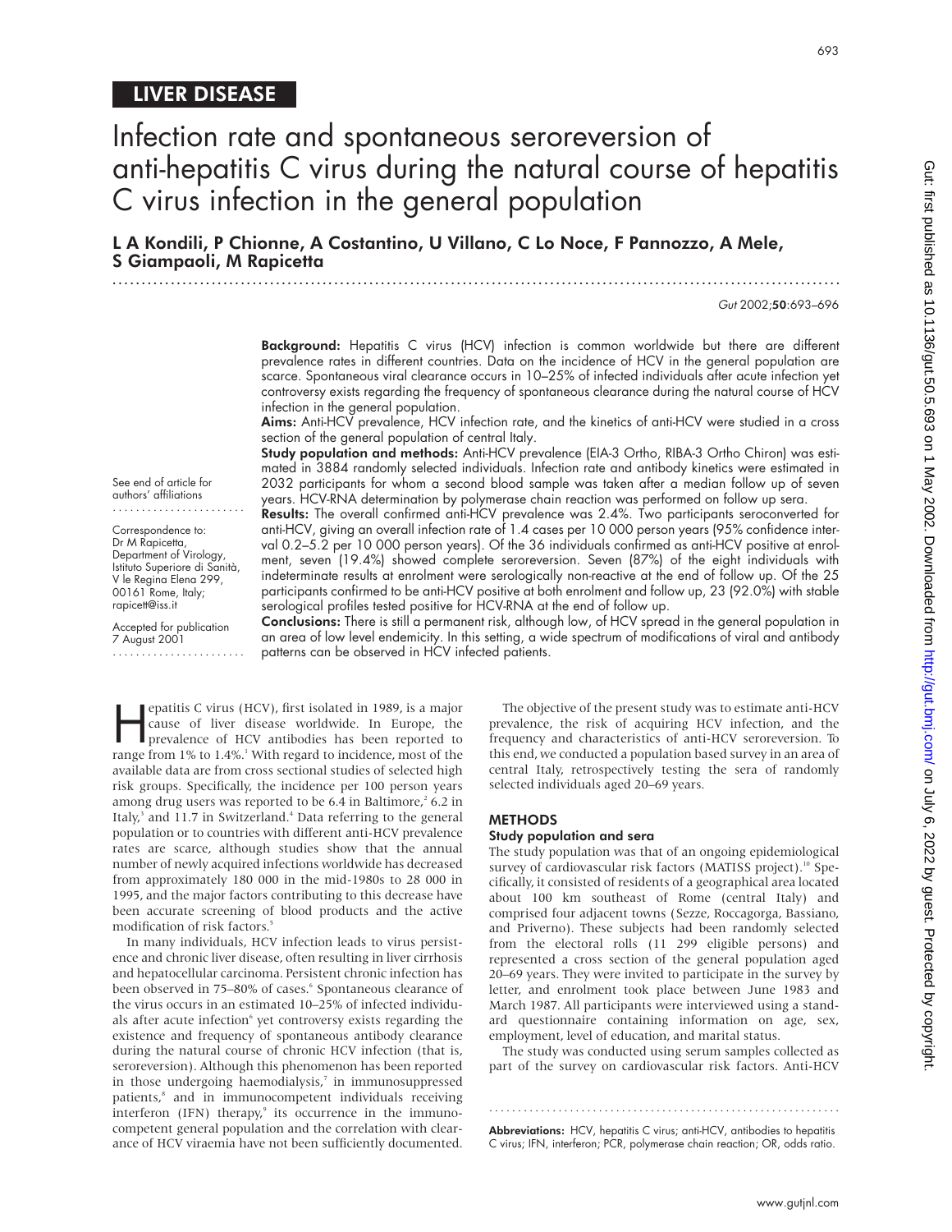LIVER DISEASE

# Infection rate and spontaneous seroreversion of anti-hepatitis C virus during the natural course of hepatitis C virus infection in the general population

**L A Kondili, P Chionne, A Costantino, U Villano, C Lo Noce, F Pannozzo, A Mele, S Giampaoli, M Rapicetta**

See end of article for authors' affiliations

Correspondence to: Dr M Rapicetta, Department of Virology, Istituto Superiore di Sanità, V le Regina Elena 299, 00161 Rome, Italy; rapicett@iss.it

Accepted for publication 7 August 2001

**Background:** Hepatitis C virus (HCV) infection is common worldwide but there are different prevalence rates in different countries. Data on the incidence of HCV in the general population are scarce. Spontaneous viral clearance occurs in 10–25% of infected individuals after acute infection yet controversy exists regarding the frequency of spontaneous clearance during the natural course of HCV infection in the general population.

**Aims:** Anti-HCV prevalence, HCV infection rate, and the kinetics of anti-HCV were studied in a cross section of the general population of central Italy.

**Study population and methods:** Anti-HCV prevalence (EIA-3 Ortho, RIBA-3 Ortho Chiron) was estimated in 3884 randomly selected individuals. Infection rate and antibody kinetics were estimated in 2032 participants for whom a second blood sample was taken after a median follow up of seven years. HCV-RNA determination by polymerase chain reaction was performed on follow up sera.

**Results:** The overall confirmed anti-HCV prevalence was 2.4%. Two participants seroconverted for anti-HCV, giving an overall infection rate of 1.4 cases per 10 000 person years (95% confidence interval 0.2–5.2 per 10 000 person years). Of the 36 individuals confirmed as anti-HCV positive at enrolment, seven (19.4%) showed complete seroreversion. Seven (87%) of the eight individuals with indeterminate results at enrolment were serologically non-reactive at the end of follow up. Of the 25 participants confirmed to be anti-HCV positive at both enrolment and follow up, 23 (92.0%) with stable serological profiles tested positive for HCV-RNA at the end of follow up.

**Conclusions:** There is still a permanent risk, although low, of HCV spread in the general population in an area of low level endemicity. In this setting, a wide spectrum of modifications of viral and antibody patterns can be observed in HCV infected patients.

Hepatitis C virus (HCV), first isolated in 1989, is a major cause of liver disease worldwide. In Europe, the prevalence of HCV antibodies has been reported to range from 1% to 1.4%.[1] With regard to incidence, most of the available data are from cross sectional studies of selected high risk groups. Specifically, the incidence per 100 person years among drug users was reported to be 6.4 in Baltimore,[2] 6.2 in Italy,[3] and 11.7 in Switzerland.[4] Data referring to the general population or to countries with different anti-HCV prevalence rates are scarce, although studies show that the annual number of newly acquired infections worldwide has decreased from approximately 180 000 in the mid-1980s to 28 000 in 1995, and the major factors contributing to this decrease have been accurate screening of blood products and the active modification of risk factors.[5]

In many individuals, HCV infection leads to virus persistence and chronic liver disease, often resulting in liver cirrhosis and hepatocellular carcinoma. Persistent chronic infection has been observed in 75–80% of cases.[6] Spontaneous clearance of the virus occurs in an estimated 10–25% of infected individuals after acute infection[6] yet controversy exists regarding the existence and frequency of spontaneous antibody clearance during the natural course of chronic HCV infection (that is, seroreversion). Although this phenomenon has been reported in those undergoing haemodialysis,[7] in immunosuppressed patients,[8] and in immunocompetent individuals receiving interferon (IFN) therapy,[9] its occurrence in the immunocompetent general population and the correlation with clearance of HCV viraemia have not been sufficiently documented.

The objective of the present study was to estimate anti-HCV prevalence, the risk of acquiring HCV infection, and the frequency and characteristics of anti-HCV seroreversion. To this end, we conducted a population based survey in an area of central Italy, retrospectively testing the sera of randomly selected individuals aged 20–69 years.

## METHODS

### Study population and sera

The study population was that of an ongoing epidemiological survey of cardiovascular risk factors (MATISS project).[10] Specifically, it consisted of residents of a geographical area located about 100 km southeast of Rome (central Italy) and comprised four adjacent towns (Sezze, Roccagorga, Bassiano, and Priverno). These subjects had been randomly selected from the electoral rolls (11 299 eligible persons) and represented a cross section of the general population aged 20–69 years. They were invited to participate in the survey by letter, and enrolment took place between June 1983 and March 1987. All participants were interviewed using a standard questionnaire containing information on age, sex, employment, level of education, and marital status.

The study was conducted using serum samples collected as part of the survey on cardiovascular risk factors. Anti-HCV

**Abbreviations:** HCV, hepatitis C virus; anti-HCV, antibodies to hepatitis C virus; IFN, interferon; PCR, polymerase chain reaction; OR, odds ratio.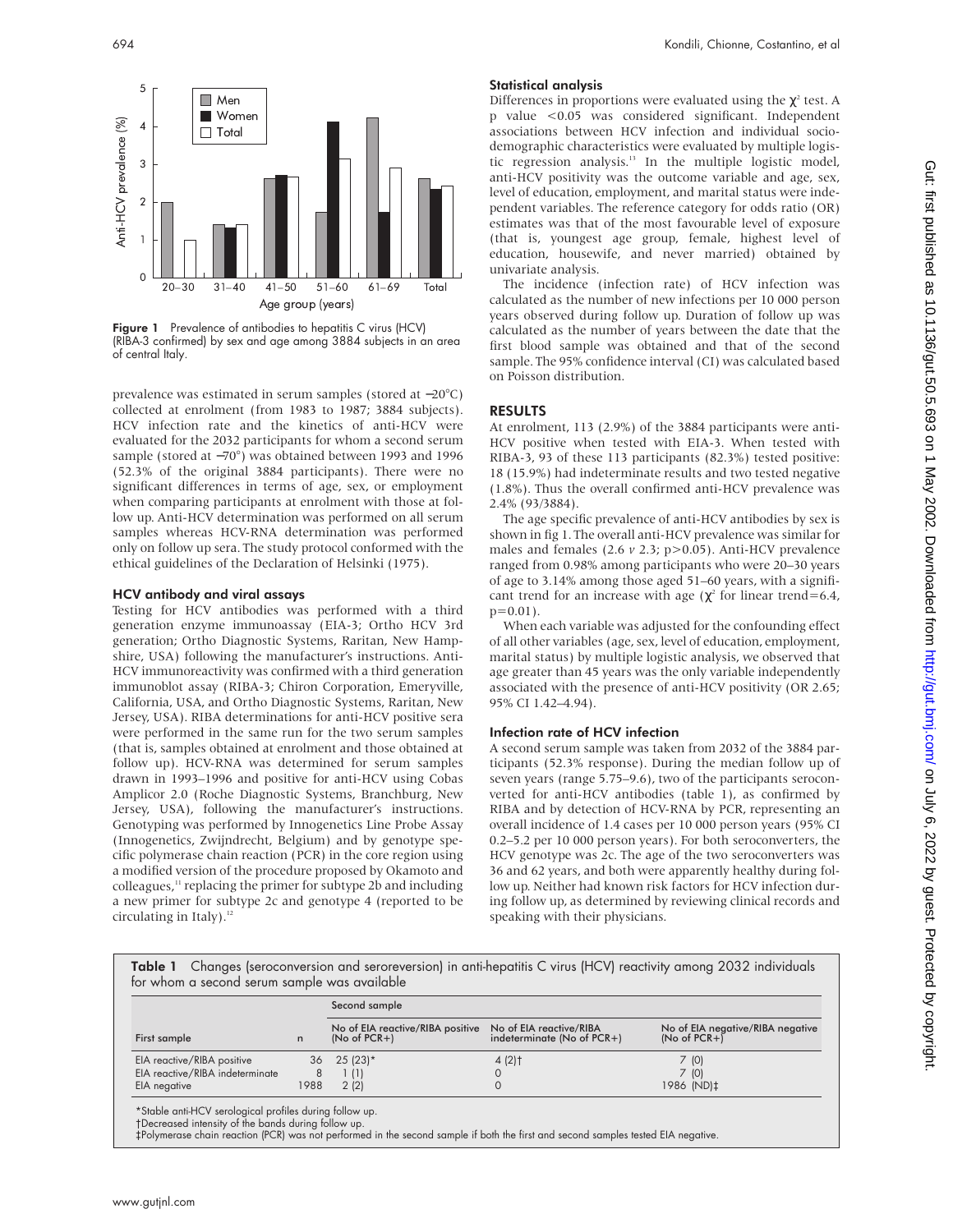Figure 1 Prevalence of antibodies to hepatitis C virus (HCV) (RIBA-3 confirmed) by sex and age among 3884 subjects in an area of central Italy.

prevalence was estimated in serum samples (stored at −20°C) collected at enrolment (from 1983 to 1987; 3884 subjects). HCV infection rate and the kinetics of anti-HCV were evaluated for the 2032 participants for whom a second serum sample (stored at −70°) was obtained between 1993 and 1996 (52.3% of the original 3884 participants). There were no significant differences in terms of age, sex, or employment when comparing participants at enrolment with those at follow up. Anti-HCV determination was performed on all serum samples whereas HCV-RNA determination was performed only on follow up sera. The study protocol conformed with the ethical guidelines of the Declaration of Helsinki (1975).

### HCV antibody and viral assays

Testing for HCV antibodies was performed with a third generation enzyme immunoassay (EIA-3; Ortho HCV 3rd generation; Ortho Diagnostic Systems, Raritan, New Hampshire, USA) following the manufacturer's instructions. Anti-HCV immunoreactivity was confirmed with a third generation immunoblot assay (RIBA-3; Chiron Corporation, Emeryville, California, USA, and Ortho Diagnostic Systems, Raritan, New Jersey, USA). RIBA determinations for anti-HCV positive sera were performed in the same run for the two serum samples (that is, samples obtained at enrolment and those obtained at follow up). HCV-RNA was determined for serum samples drawn in 1993–1996 and positive for anti-HCV using Cobas Amplicor 2.0 (Roche Diagnostic Systems, Branchburg, New Jersey, USA), following the manufacturer's instructions. Genotyping was performed by Innogenetics Line Probe Assay (Innogenetics, Zwijndrecht, Belgium) and by genotype specific polymerase chain reaction (PCR) in the core region using a modified version of the procedure proposed by Okamoto and colleagues,[11] replacing the primer for subtype 2b and including a new primer for subtype 2c and genotype 4 (reported to be circulating in Italy).[12]

### Statistical analysis

Differences in proportions were evaluated using the $\chi^2$ test. A p value $<0.05$ was considered significant. Independent associations between HCV infection and individual sociodemographic characteristics were evaluated by multiple logistic regression analysis.[13] In the multiple logistic model, anti-HCV positivity was the outcome variable and age, sex, level of education, employment, and marital status were independent variables. The reference category for odds ratio (OR) estimates was that of the most favourable level of exposure (that is, youngest age group, female, highest level of education, housewife, and never married) obtained by univariate analysis.

The incidence (infection rate) of HCV infection was calculated as the number of new infections per 10 000 person years observed during follow up. Duration of follow up was calculated as the number of years between the date that the first blood sample was obtained and that of the second sample. The 95% confidence interval (CI) was calculated based on Poisson distribution.

## RESULTS

At enrolment, 113 (2.9%) of the 3884 participants were anti-HCV positive when tested with EIA-3. When tested with RIBA-3, 93 of these 113 participants (82.3%) tested positive: 18 (15.9%) had indeterminate results and two tested negative (1.8%). Thus the overall confirmed anti-HCV prevalence was 2.4% (93/3884).

The age specific prevalence of anti-HCV antibodies by sex is shown in fig 1. The overall anti-HCV prevalence was similar for males and females (2.6 *v* 2.3; $p>0.05$). Anti-HCV prevalence ranged from 0.98% among participants who were 20–30 years of age to 3.14% among those aged 51–60 years, with a significant trend for an increase with age ($\chi^2$ for linear trend=6.4, $p=0.01$).

When each variable was adjusted for the confounding effect of all other variables (age, sex, level of education, employment, marital status) by multiple logistic analysis, we observed that age greater than 45 years was the only variable independently associated with the presence of anti-HCV positivity (OR 2.65; 95% CI 1.42–4.94).

### Infection rate of HCV infection

A second serum sample was taken from 2032 of the 3884 participants (52.3% response). During the median follow up of seven years (range 5.75–9.6), two of the participants seroconverted for anti-HCV antibodies (table 1), as confirmed by RIBA and by detection of HCV-RNA by PCR, representing an overall incidence of 1.4 cases per 10 000 person years (95% CI 0.2–5.2 per 10 000 person years). For both seroconverters, the HCV genotype was 2c. The age of the two seroconverters was 36 and 62 years, and both were apparently healthy during follow up. Neither had known risk factors for HCV infection during follow up, as determined by reviewing clinical records and speaking with their physicians.

**Table 1** Changes (seroconversion and seroreversion) in anti-hepatitis C virus (HCV) reactivity among 2032 individuals for whom a second serum sample was available

| | | Second sample | | |
|---|---|---|---|---|
| First sample | n | No of EIA reactive/RIBA positive (No of PCR+) | No of EIA reactive/RIBA indeterminate (No of PCR+) | No of EIA negative/RIBA negative (No of PCR+) |
| EIA reactive/RIBA positive | 36 | 25 (23)* | 4 (2)† | 7 (0) |
| EIA reactive/RIBA indeterminate | 8 | 1 (1) | 0 | 7 (0) |
| EIA negative | 1988 | 2 (2) | 0 | 1986 (ND)‡ |

*Stable anti-HCV serological profiles during follow up.
†Decreased intensity of the bands during follow up.
‡Polymerase chain reaction (PCR) was not performed in the second sample if both the first and second samples tested EIA negative.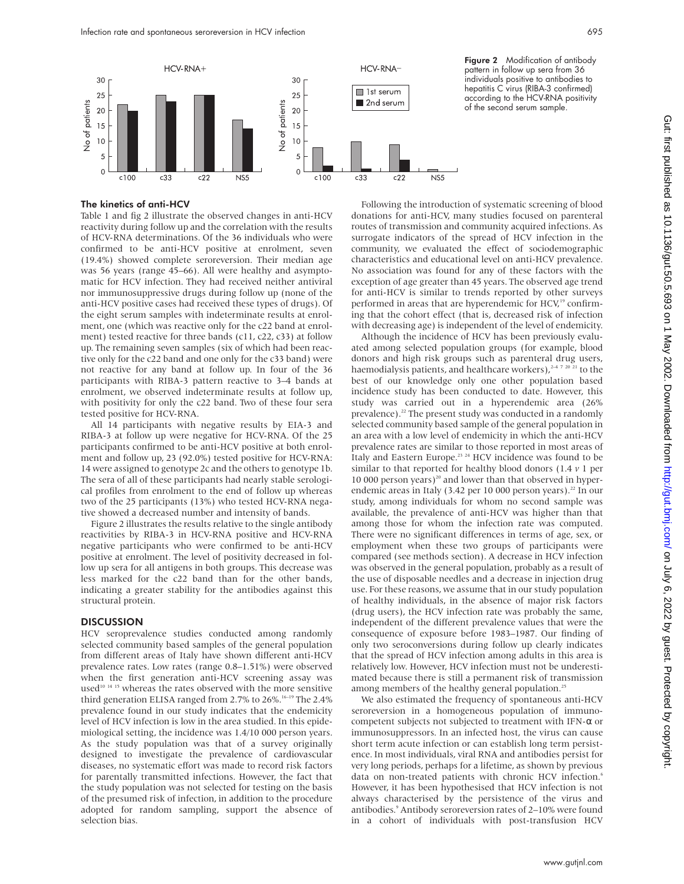**Figure 2** Modification of antibody pattern in follow up sera from 36 individuals positive to antibodies to hepatitis C virus (RIBA-3 confirmed) according to the HCV-RNA positivity of the second serum sample.

### The kinetics of anti-HCV

Table 1 and fig 2 illustrate the observed changes in anti-HCV reactivity during follow up and the correlation with the results of HCV-RNA determinations. Of the 36 individuals who were confirmed to be anti-HCV positive at enrolment, seven (19.4%) showed complete seroreversion. Their median age was 56 years (range 45–66). All were healthy and asymptomatic for HCV infection. They had received neither antiviral nor immunosuppressive drugs during follow up (none of the anti-HCV positive cases had received these types of drugs). Of the eight serum samples with indeterminate results at enrolment, one (which was reactive only for the c22 band at enrolment) tested reactive for three bands (c11, c22, c33) at follow up. The remaining seven samples (six of which had been reactive only for the c22 band and one only for the c33 band) were not reactive for any band at follow up. In four of the 36 participants with RIBA-3 pattern reactive to 3–4 bands at enrolment, we observed indeterminate results at follow up, with positivity for only the c22 band. Two of these four sera tested positive for HCV-RNA.

All 14 participants with negative results by EIA-3 and RIBA-3 at follow up were negative for HCV-RNA. Of the 25 participants confirmed to be anti-HCV positive at both enrolment and follow up, 23 (92.0%) tested positive for HCV-RNA: 14 were assigned to genotype 2c and the others to genotype 1b. The sera of all of these participants had nearly stable serological profiles from enrolment to the end of follow up whereas two of the 25 participants (13%) who tested HCV-RNA negative showed a decreased number and intensity of bands.

Figure 2 illustrates the results relative to the single antibody reactivities by RIBA-3 in HCV-RNA positive and HCV-RNA negative participants who were confirmed to be anti-HCV positive at enrolment. The level of positivity decreased in follow up sera for all antigens in both groups. This decrease was less marked for the c22 band than for the other bands, indicating a greater stability for the antibodies against this structural protein.

## DISCUSSION

HCV seroprevalence studies conducted among randomly selected community based samples of the general population from different areas of Italy have shown different anti-HCV prevalence rates. Low rates (range 0.8–1.51%) were observed when the first generation anti-HCV screening assay was used[10 14 15] whereas the rates observed with the more sensitive third generation ELISA ranged from 2.7% to 26%.[16–19] The 2.4% prevalence found in our study indicates that the endemicity level of HCV infection is low in the area studied. In this epidemiological setting, the incidence was 1.4/10 000 person years. As the study population was that of a survey originally designed to investigate the prevalence of cardiovascular diseases, no systematic effort was made to record risk factors for parentally transmitted infections. However, the fact that the study population was not selected for testing on the basis of the presumed risk of infection, in addition to the procedure adopted for random sampling, support the absence of selection bias.

Following the introduction of systematic screening of blood donations for anti-HCV, many studies focused on parenteral routes of transmission and community acquired infections. As surrogate indicators of the spread of HCV infection in the community, we evaluated the effect of sociodemographic characteristics and educational level on anti-HCV prevalence. No association was found for any of these factors with the exception of age greater than 45 years. The observed age trend for anti-HCV is similar to trends reported by other surveys performed in areas that are hyperendemic for HCV,[19] confirming that the cohort effect (that is, decreased risk of infection with decreasing age) is independent of the level of endemicity.

Although the incidence of HCV has been previously evaluated among selected population groups (for example, blood donors and high risk groups such as parenteral drug users, haemodialysis patients, and healthcare workers),[2–4 7 20 21] to the best of our knowledge only one other population based incidence study has been conducted to date. However, this study was carried out in a hyperendemic area (26% prevalence).[22] The present study was conducted in a randomly selected community based sample of the general population in an area with a low level of endemicity in which the anti-HCV prevalence rates are similar to those reported in most areas of Italy and Eastern Europe.[23 24] HCV incidence was found to be similar to that reported for healthy blood donors (1.4 *v* 1 per 10 000 person years)[20] and lower than that observed in hyperendemic areas in Italy (3.42 per 10 000 person years).[22] In our study, among individuals for whom no second sample was available, the prevalence of anti-HCV was higher than that among those for whom the infection rate was computed. There were no significant differences in terms of age, sex, or employment when these two groups of participants were compared (see methods section). A decrease in HCV infection was observed in the general population, probably as a result of the use of disposable needles and a decrease in injection drug use. For these reasons, we assume that in our study population of healthy individuals, in the absence of major risk factors (drug users), the HCV infection rate was probably the same, independent of the different prevalence values that were the consequence of exposure before 1983–1987. Our finding of only two seroconversions during follow up clearly indicates that the spread of HCV infection among adults in this area is relatively low. However, HCV infection must not be underestimated because there is still a permanent risk of transmission among members of the healthy general population.[25]

We also estimated the frequency of spontaneous anti-HCV seroreversion in a homogeneous population of immunocompetent subjects not subjected to treatment with IFN-α or immunosuppressors. In an infected host, the virus can cause short term acute infection or can establish long term persistence. In most individuals, viral RNA and antibodies persist for very long periods, perhaps for a lifetime, as shown by previous data on non-treated patients with chronic HCV infection.[6] However, it has been hypothesised that HCV infection is not always characterised by the persistence of the virus and antibodies.[9] Antibody seroreversion rates of 2–10% were found in a cohort of individuals with post-transfusion HCV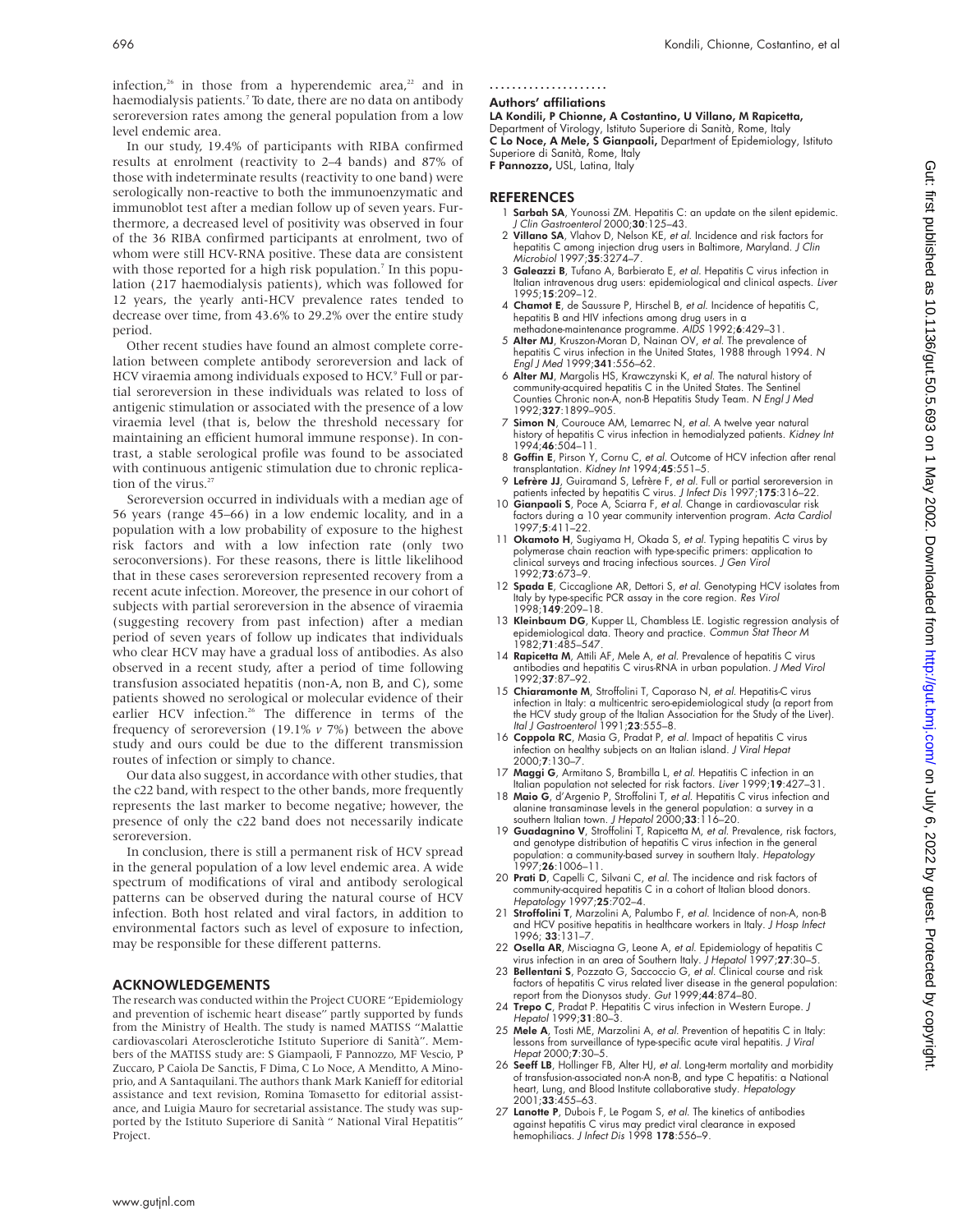infection,[26] in those from a hyperendemic area,[22] and in haemodialysis patients.[7] To date, there are no data on antibody seroreversion rates among the general population from a low level endemic area.

In our study, 19.4% of participants with RIBA confirmed results at enrolment (reactivity to 2–4 bands) and 87% of those with indeterminate results (reactivity to one band) were serologically non-reactive to both the immunoenzymatic and immunoblot test after a median follow up of seven years. Furthermore, a decreased level of positivity was observed in four of the 36 RIBA confirmed participants at enrolment, two of whom were still HCV-RNA positive. These data are consistent with those reported for a high risk population.[7] In this population (217 haemodialysis patients), which was followed for 12 years, the yearly anti-HCV prevalence rates tended to decrease over time, from 43.6% to 29.2% over the entire study period.

Other recent studies have found an almost complete correlation between complete antibody seroreversion and lack of HCV viraemia among individuals exposed to HCV.[9] Full or partial seroreversion in these individuals was related to loss of antigenic stimulation or associated with the presence of a low viraemia level (that is, below the threshold necessary for maintaining an efficient humoral immune response). In contrast, a stable serological profile was found to be associated with continuous antigenic stimulation due to chronic replication of the virus.[27]

Seroreversion occurred in individuals with a median age of 56 years (range 45–66) in a low endemic locality, and in a population with a low probability of exposure to the highest risk factors and with a low infection rate (only two seroconversions). For these reasons, there is little likelihood that in these cases seroreversion represented recovery from a recent acute infection. Moreover, the presence in our cohort of subjects with partial seroreversion in the absence of viraemia (suggesting recovery from past infection) after a median period of seven years of follow up indicates that individuals who clear HCV may have a gradual loss of antibodies. As also observed in a recent study, after a period of time following transfusion associated hepatitis (non-A, non B, and C), some patients showed no serological or molecular evidence of their earlier HCV infection.[26] The difference in terms of the frequency of seroreversion (19.1% *v* 7%) between the above study and ours could be due to the different transmission routes of infection or simply to chance.

Our data also suggest, in accordance with other studies, that the c22 band, with respect to the other bands, more frequently represents the last marker to become negative; however, the presence of only the c22 band does not necessarily indicate seroreversion.

In conclusion, there is still a permanent risk of HCV spread in the general population of a low level endemic area. A wide spectrum of modifications of viral and antibody serological patterns can be observed during the natural course of HCV infection. Both host related and viral factors, in addition to environmental factors such as level of exposure to infection, may be responsible for these different patterns.

## ACKNOWLEDGEMENTS

The research was conducted within the Project CUORE "Epidemiology and prevention of ischemic heart disease" partly supported by funds from the Ministry of Health. The study is named MATISS "Malattie cardiovascolari Aterosclerotiche Istituto Superiore di Sanità". Members of the MATISS study are: S Giampaoli, F Pannozzo, MF Vescio, P Zuccaro, P Caiola De Sanctis, F Dima, C Lo Noce, A Menditto, A Minoprio, and A Santaquilani. The authors thank Mark Kanieff for editorial assistance and text revision, Romina Tomasetto for editorial assistance, and Luigia Mauro for secretarial assistance. The study was supported by the Istituto Superiore di Sanità " National Viral Hepatitis" Project.

### Authors' affiliations

**LA Kondili, P Chionne, A Costantino, U Villano, M Rapicetta,** Department of Virology, Istituto Superiore di Sanità, Rome, Italy
**C Lo Noce, A Mele, S Gianpaoli,** Department of Epidemiology, Istituto Superiore di Sanità, Rome, Italy
**F Pannozzo,** USL, Latina, Italy

## REFERENCES

1. **Sarbah SA**, Younossi ZM. Hepatitis C: an update on the silent epidemic. *J Clin Gastroenterol* 2000;**30**:125–43.
2. **Villano SA**, Vlahov D, Nelson KE, *et al*. Incidence and risk factors for hepatitis C among injection drug users in Baltimore, Maryland. *J Clin Microbiol* 1997;**35**:3274–7.
3. **Galeazzi B**, Tufano A, Barbierato E, *et al*. Hepatitis C virus infection in Italian intravenous drug users: epidemiological and clinical aspects. *Liver* 1995;**15**:209–12.
4. **Chamot E**, de Saussure P, Hirschel B, *et al*. Incidence of hepatitis C, hepatitis B and HIV infections among drug users in a methadone-maintenance programme. *AIDS* 1992;**6**:429–31.
5. **Alter MJ**, Kruszon-Moran D, Nainan OV, *et al*. The prevalence of hepatitis C virus infection in the United States, 1988 through 1994. *N Engl J Med* 1999;**341**:556–62.
6. **Alter MJ**, Margolis HS, Krawczynski K, *et al*. The natural history of community-acquired hepatitis C in the United States. The Sentinel Counties Chronic non-A, non-B Hepatitis Study Team. *N Engl J Med* 1992;**327**:1899–905.
7. **Simon N**, Courouce AM, Lemarrec N, *et al*. A twelve year natural history of hepatitis C virus infection in hemodialyzed patients. *Kidney Int* 1994;**46**:504–11.
8. **Goffin E**, Pirson Y, Cornu C, *et al*. Outcome of HCV infection after renal transplantation. *Kidney Int* 1994;**45**:551–5.
9. **Lefrère JJ**, Guiramand S, Lefrère F, *et al*. Full or partial seroreversion in patients infected by hepatitis C virus. *J Infect Dis* 1997;**175**:316–22.
10. **Gianpaoli S**, Poce A, Sciarra F, *et al*. Change in cardiovascular risk factors during a 10 year community intervention program. *Acta Cardiol* 1997;**5**:411–22.
11. **Okamoto H**, Sugiyama H, Okada S, *et al*. Typing hepatitis C virus by polymerase chain reaction with type-specific primers: application to clinical surveys and tracing infectious sources. *J Gen Virol* 1992;**73**:673–9.
12. **Spada E**, Ciccaglione AR, Dettori S, *et al*. Genotyping HCV isolates from Italy by type-specific PCR assay in the core region. *Res Virol* 1998;**149**:209–18.
13. **Kleinbaum DG**, Kupper LL, Chambless LE. Logistic regression analysis of epidemiological data. Theory and practice. *Commun Stat Theor M* 1982;**71**:485–547.
14. **Rapicetta M**, Attili AF, Mele A, *et al*. Prevalence of hepatitis C virus antibodies and hepatitis C virus-RNA in urban population. *J Med Virol* 1992;**37**:87–92.
15. **Chiaramonte M**, Stroffolini T, Caporaso N, *et al*. Hepatitis-C virus infection in Italy: a multicentric sero-epidemiological study (a report from the HCV study group of the Italian Association for the Study of the Liver). *Ital J Gastroenterol* 1991;**23**:555–8.
16. **Coppola RC**, Masia G, Pradat P, *et al*. Impact of hepatitis C virus infection on healthy subjects on an Italian island. *J Viral Hepat* 2000;**7**:130–7.
17. **Maggi G**, Armitano S, Brambilla L, *et al*. Hepatitis C infection in an Italian population not selected for risk factors. *Liver* 1999;**19**:427–31.
18. **Maio G**, d'Argenio P, Stroffolini T, *et al*. Hepatitis C virus infection and alanine transaminase levels in the general population: a survey in a southern Italian town. *J Hepatol* 2000;**33**:116–20.
19. **Guadagnino V**, Stroffolini T, Rapicetta M, *et al*. Prevalence, risk factors, and genotype distribution of hepatitis C virus infection in the general population: a community-based survey in southern Italy. *Hepatology* 1997;**26**:1006–11.
20. **Prati D**, Capelli C, Silvani C, *et al*. The incidence and risk factors of community-acquired hepatitis C in a cohort of Italian blood donors. *Hepatology* 1997;**25**:702–4.
21. **Stroffolini T**, Marzolini A, Palumbo F, *et al*. Incidence of non-A, non-B and HCV positive hepatitis in healthcare workers in Italy. *J Hosp Infect* 1996; **33**:131–7.
22. **Osella AR**, Misciagna G, Leone A, *et al*. Epidemiology of hepatitis C virus infection in an area of Southern Italy. *J Hepatol* 1997;**27**:30–5.
23. **Bellentani S**, Pozzato G, Saccoccio G, *et al*. Clinical course and risk factors of hepatitis C virus related liver disease in the general population: report from the Dionysos study. *Gut* 1999;**44**:874–80.
24. **Trepo C**, Pradat P. Hepatitis C virus infection in Western Europe. *J Hepatol* 1999;**31**:80–3.
25. **Mele A**, Tosti ME, Marzolini A, *et al*. Prevention of hepatitis C in Italy: lessons from surveillance of type-specific acute viral hepatitis. *J Viral Hepat* 2000;**7**:30–5.
26. **Seeff LB**, Hollinger FB, Alter HJ, *et al*. Long-term mortality and morbidity of transfusion-associated non-A non-B, and type C hepatitis: a National heart, Lung, and Blood Institute collaborative study. *Hepatology* 2001;**33**:455–63.
27. **Lanotte P**, Dubois F, Le Pogam S, *et al*. The kinetics of antibodies against hepatitis C virus may predict viral clearance in exposed hemophiliacs. *J Infect Dis* 1998 **178**:556–9.